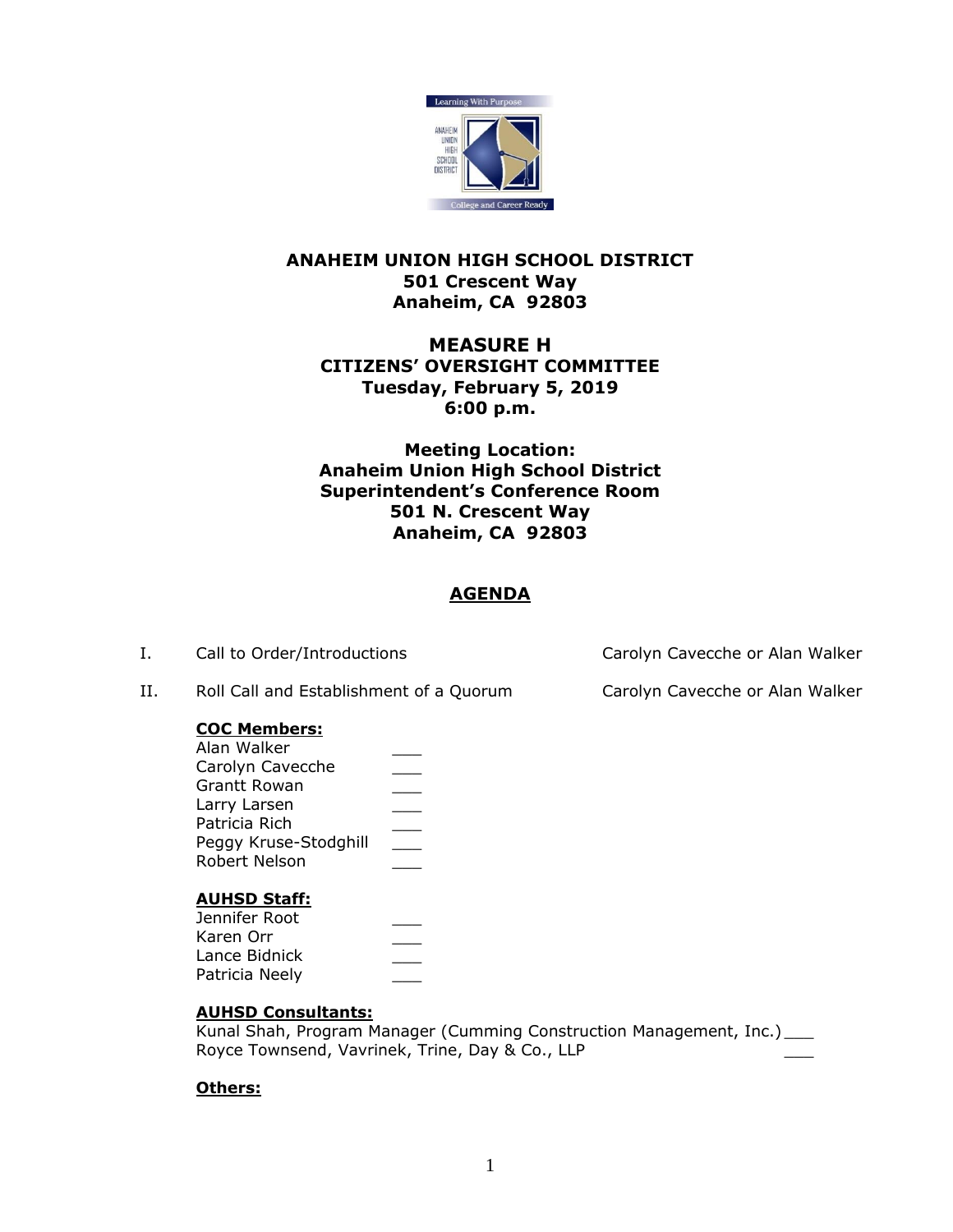# ANAHEIM UNION HIGH SCHOOL DISTRICT
**501 Crescent Way**
**Anaheim, CA 92803**

## MEASURE H
**CITIZENS' OVERSIGHT COMMITTEE**
**Tuesday, February 5, 2019**
**6:00 p.m.**

**Meeting Location:**
**Anaheim Union High School District**
**Superintendent's Conference Room**
**501 N. Crescent Way**
**Anaheim, CA 92803**

## AGENDA

I. Call to Order/Introductions — Carolyn Cavecche or Alan Walker

II. Roll Call and Establishment of a Quorum — Carolyn Cavecche or Alan Walker

**COC Members:**

Alan Walker ___
Carolyn Cavecche ___
Grantt Rowan ___
Larry Larsen ___
Patricia Rich ___
Peggy Kruse-Stodghill ___
Robert Nelson ___

**AUHSD Staff:**

Jennifer Root ___
Karen Orr ___
Lance Bidnick ___
Patricia Neely ___

**AUHSD Consultants:**

Kunal Shah, Program Manager (Cumming Construction Management, Inc.) ___
Royce Townsend, Vavrinek, Trine, Day & Co., LLP ___

**Others:**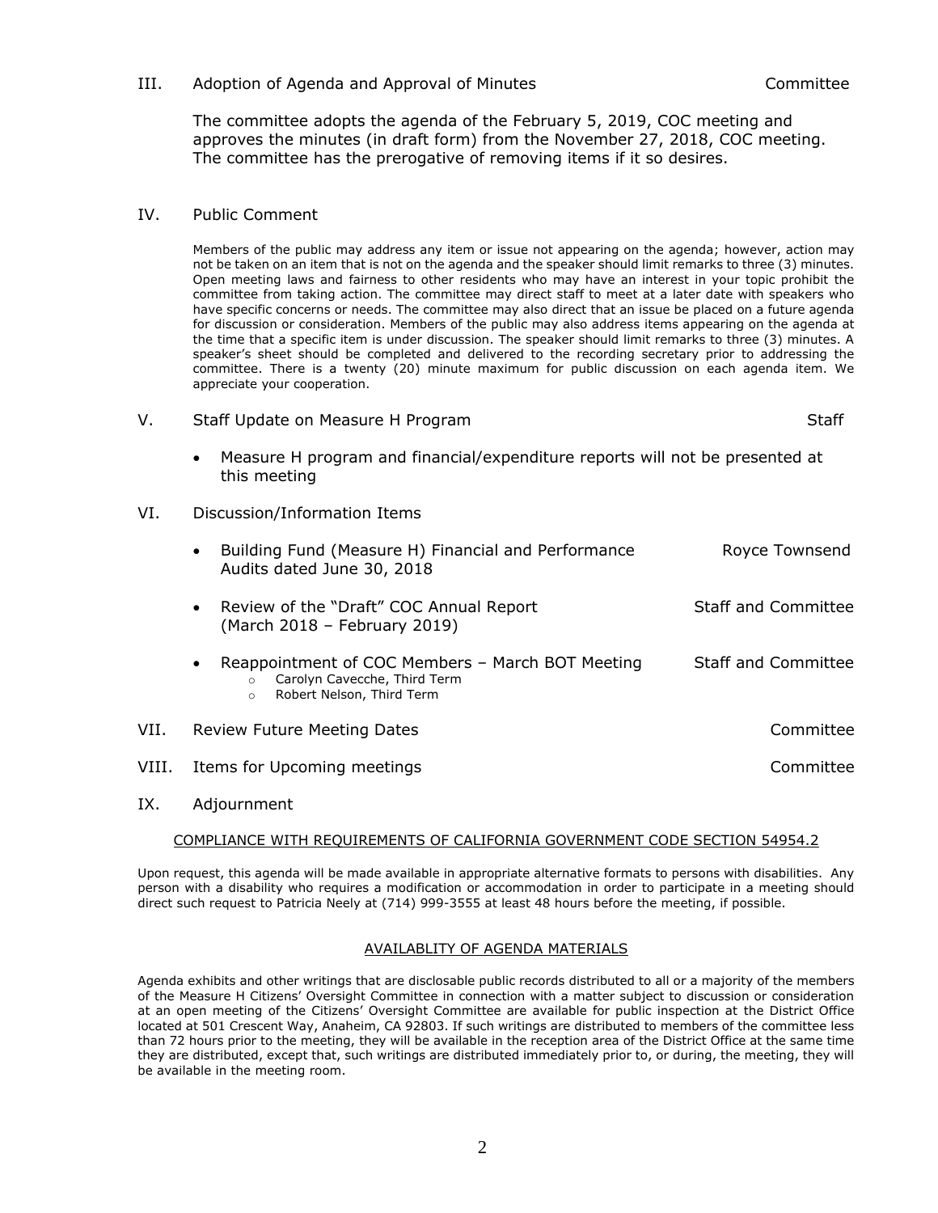III. Adoption of Agenda and Approval of Minutes — Committee

The committee adopts the agenda of the February 5, 2019, COC meeting and approves the minutes (in draft form) from the November 27, 2018, COC meeting. The committee has the prerogative of removing items if it so desires.

IV. Public Comment

Members of the public may address any item or issue not appearing on the agenda; however, action may not be taken on an item that is not on the agenda and the speaker should limit remarks to three (3) minutes. Open meeting laws and fairness to other residents who may have an interest in your topic prohibit the committee from taking action. The committee may direct staff to meet at a later date with speakers who have specific concerns or needs. The committee may also direct that an issue be placed on a future agenda for discussion or consideration. Members of the public may also address items appearing on the agenda at the time that a specific item is under discussion. The speaker should limit remarks to three (3) minutes. A speaker's sheet should be completed and delivered to the recording secretary prior to addressing the committee. There is a twenty (20) minute maximum for public discussion on each agenda item. We appreciate your cooperation.

V. Staff Update on Measure H Program — Staff

- Measure H program and financial/expenditure reports will not be presented at this meeting

VI. Discussion/Information Items

- Building Fund (Measure H) Financial and Performance Audits dated June 30, 2018 — Royce Townsend
- Review of the "Draft" COC Annual Report (March 2018 – February 2019) — Staff and Committee
- Reappointment of COC Members – March BOT Meeting — Staff and Committee
  - Carolyn Cavecche, Third Term
  - Robert Nelson, Third Term

VII. Review Future Meeting Dates — Committee

VIII. Items for Upcoming meetings — Committee

IX. Adjournment

COMPLIANCE WITH REQUIREMENTS OF CALIFORNIA GOVERNMENT CODE SECTION 54954.2

Upon request, this agenda will be made available in appropriate alternative formats to persons with disabilities. Any person with a disability who requires a modification or accommodation in order to participate in a meeting should direct such request to Patricia Neely at (714) 999-3555 at least 48 hours before the meeting, if possible.

AVAILABLITY OF AGENDA MATERIALS

Agenda exhibits and other writings that are disclosable public records distributed to all or a majority of the members of the Measure H Citizens' Oversight Committee in connection with a matter subject to discussion or consideration at an open meeting of the Citizens' Oversight Committee are available for public inspection at the District Office located at 501 Crescent Way, Anaheim, CA 92803. If such writings are distributed to members of the committee less than 72 hours prior to the meeting, they will be available in the reception area of the District Office at the same time they are distributed, except that, such writings are distributed immediately prior to, or during, the meeting, they will be available in the meeting room.